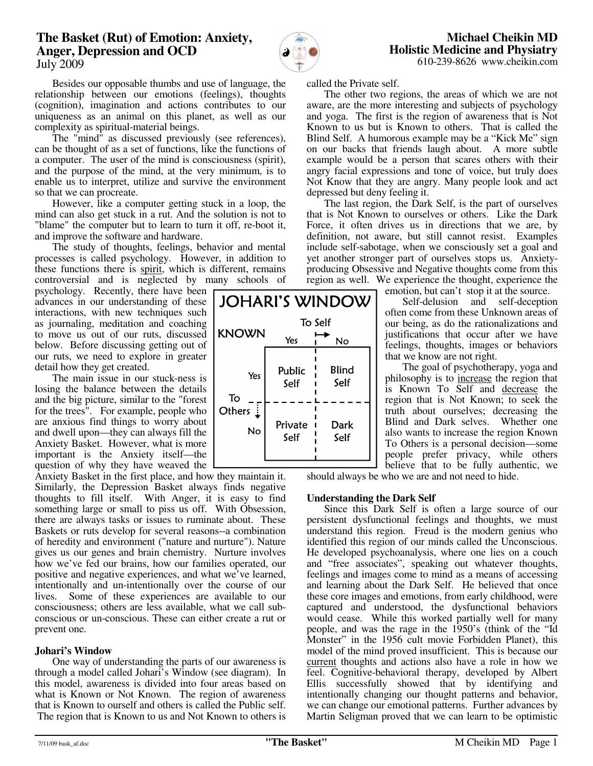# The Basket (Rut) of Emotion: Anxiety, Anger, Depression and OCD

July 2009

**Michael Cheikin MD**
**Holistic Medicine and Physiatry**
610-239-8626 www.cheikin.com

Besides our opposable thumbs and use of language, the relationship between our emotions (feelings), thoughts (cognition), imagination and actions contributes to our uniqueness as an animal on this planet, as well as our complexity as spiritual-material beings.

The "mind" as discussed previously (see references), can be thought of as a set of functions, like the functions of a computer. The user of the mind is consciousness (spirit), and the purpose of the mind, at the very minimum, is to enable us to interpret, utilize and survive the environment so that we can procreate.

However, like a computer getting stuck in a loop, the mind can also get stuck in a rut. And the solution is not to "blame" the computer but to learn to turn it off, re-boot it, and improve the software and hardware.

The study of thoughts, feelings, behavior and mental processes is called psychology. However, in addition to these functions there is spirit, which is different, remains controversial and is neglected by many schools of psychology. Recently, there have been advances in our understanding of these interactions, with new techniques such as journaling, meditation and coaching to move us out of our ruts, discussed below. Before discussing getting out of our ruts, we need to explore in greater detail how they get created.

The main issue in our stuck-ness is losing the balance between the details and the big picture, similar to the "forest for the trees". For example, people who are anxious find things to worry about and dwell upon—they can always fill the Anxiety Basket. However, what is more important is the Anxiety itself—the question of why they have weaved the Anxiety Basket in the first place, and how they maintain it. Similarly, the Depression Basket always finds negative thoughts to fill itself. With Anger, it is easy to find something large or small to piss us off. With Obsession, there are always tasks or issues to ruminate about. These Baskets or ruts develop for several reasons--a combination of heredity and environment ("nature and nurture"). Nature gives us our genes and brain chemistry. Nurture involves how we've fed our brains, how our families operated, our positive and negative experiences, and what we've learned, intentionally and un-intentionally over the course of our lives. Some of these experiences are available to our consciousness; others are less available, what we call sub-conscious or un-conscious. These can either create a rut or prevent one.

### Johari's Window

One way of understanding the parts of our awareness is through a model called Johari's Window (see diagram). In this model, awareness is divided into four areas based on what is Known or Not Known. The region of awareness that is Known to ourself and others is called the Public self. The region that is Known to us and Not Known to others is called the Private self.

**JOHARI'S WINDOW**

| KNOWN | To Self: Yes | To Self: No |
|---|---|---|
| To Others: Yes | Public Self | Blind Self |
| To Others: No | Private Self | Dark Self |

The other two regions, the areas of which we are not aware, are the more interesting and subjects of psychology and yoga. The first is the region of awareness that is Not Known to us but is Known to others. That is called the Blind Self. A humorous example may be a "Kick Me" sign on our backs that friends laugh about. A more subtle example would be a person that scares others with their angry facial expressions and tone of voice, but truly does Not Know that they are angry. Many people look and act depressed but deny feeling it.

The last region, the Dark Self, is the part of ourselves that is Not Known to ourselves or others. Like the Dark Force, it often drives us in directions that we are, by definition, not aware, but still cannot resist. Examples include self-sabotage, when we consciously set a goal and yet another stronger part of ourselves stops us. Anxiety-producing Obsessive and Negative thoughts come from this region as well. We experience the thought, experience the emotion, but can't stop it at the source.

Self-delusion and self-deception often come from these Unknown areas of our being, as do the rationalizations and justifications that occur after we have feelings, thoughts, images or behaviors that we know are not right.

The goal of psychotherapy, yoga and philosophy is to increase the region that is Known To Self and decrease the region that is Not Known; to seek the truth about ourselves; decreasing the Blind and Dark selves. Whether one also wants to increase the region Known To Others is a personal decision—some people prefer privacy, while others believe that to be fully authentic, we should always be who we are and not need to hide.

### Understanding the Dark Self

Since this Dark Self is often a large source of our persistent dysfunctional feelings and thoughts, we must understand this region. Freud is the modern genius who identified this region of our minds called the Unconscious. He developed psychoanalysis, where one lies on a couch and "free associates", speaking out whatever thoughts, feelings and images come to mind as a means of accessing and learning about the Dark Self. He believed that once these core images and emotions, from early childhood, were captured and understood, the dysfunctional behaviors would cease. While this worked partially well for many people, and was the rage in the 1950's (think of the "Id Monster" in the 1956 cult movie Forbidden Planet), this model of the mind proved insufficient. This is because our current thoughts and actions also have a role in how we feel. Cognitive-behavioral therapy, developed by Albert Ellis successfully showed that by identifying and intentionally changing our thought patterns and behavior, we can change our emotional patterns. Further advances by Martin Seligman proved that we can learn to be optimistic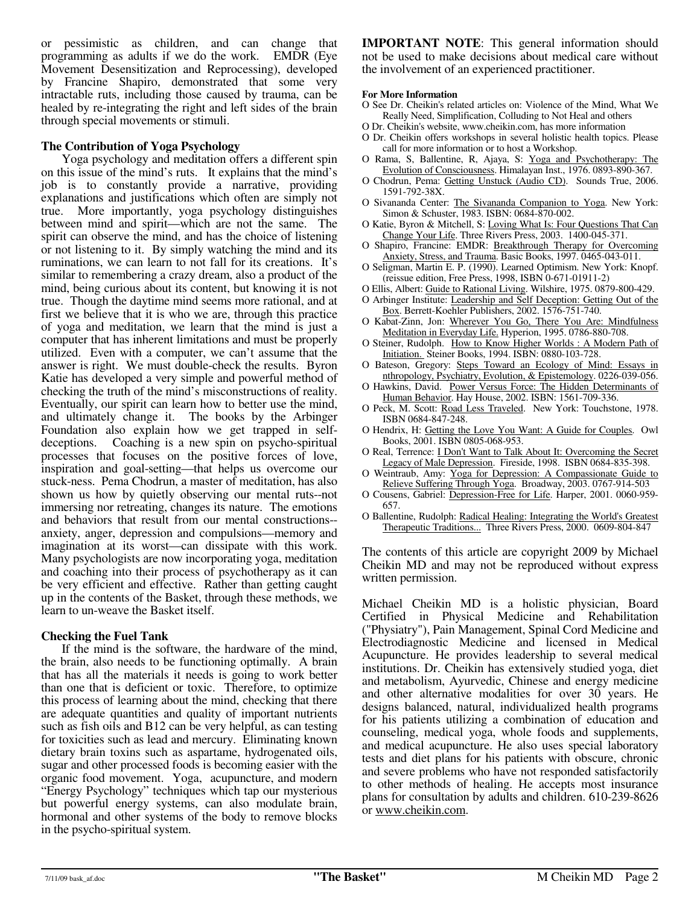or pessimistic as children, and can change that programming as adults if we do the work. EMDR (Eye Movement Desensitization and Reprocessing), developed by Francine Shapiro, demonstrated that some very intractable ruts, including those caused by trauma, can be healed by re-integrating the right and left sides of the brain through special movements or stimuli.

### The Contribution of Yoga Psychology

Yoga psychology and meditation offers a different spin on this issue of the mind's ruts. It explains that the mind's job is to constantly provide a narrative, providing explanations and justifications which often are simply not true. More importantly, yoga psychology distinguishes between mind and spirit—which are not the same. The spirit can observe the mind, and has the choice of listening or not listening to it. By simply watching the mind and its ruminations, we can learn to not fall for its creations. It's similar to remembering a crazy dream, also a product of the mind, being curious about its content, but knowing it is not true. Though the daytime mind seems more rational, and at first we believe that it is who we are, through this practice of yoga and meditation, we learn that the mind is just a computer that has inherent limitations and must be properly utilized. Even with a computer, we can't assume that the answer is right. We must double-check the results. Byron Katie has developed a very simple and powerful method of checking the truth of the mind's misconstructions of reality. Eventually, our spirit can learn how to better use the mind, and ultimately change it. The books by the Arbinger Foundation also explain how we get trapped in self-deceptions. Coaching is a new spin on psycho-spiritual processes that focuses on the positive forces of love, inspiration and goal-setting—that helps us overcome our stuck-ness. Pema Chodrun, a master of meditation, has also shown us how by quietly observing our mental ruts--not immersing nor retreating, changes its nature. The emotions and behaviors that result from our mental constructions--anxiety, anger, depression and compulsions—memory and imagination at its worst—can dissipate with this work. Many psychologists are now incorporating yoga, meditation and coaching into their process of psychotherapy as it can be very efficient and effective. Rather than getting caught up in the contents of the Basket, through these methods, we learn to un-weave the Basket itself.

### Checking the Fuel Tank

If the mind is the software, the hardware of the mind, the brain, also needs to be functioning optimally. A brain that has all the materials it needs is going to work better than one that is deficient or toxic. Therefore, to optimize this process of learning about the mind, checking that there are adequate quantities and quality of important nutrients such as fish oils and B12 can be very helpful, as can testing for toxicities such as lead and mercury. Eliminating known dietary brain toxins such as aspartame, hydrogenated oils, sugar and other processed foods is becoming easier with the organic food movement. Yoga, acupuncture, and modern "Energy Psychology" techniques which tap our mysterious but powerful energy systems, can also modulate brain, hormonal and other systems of the body to remove blocks in the psycho-spiritual system.

**IMPORTANT NOTE**: This general information should not be used to make decisions about medical care without the involvement of an experienced practitioner.

**For More Information**

- See Dr. Cheikin's related articles on: Violence of the Mind, What We Really Need, Simplification, Colluding to Not Heal and others
- Dr. Cheikin's website, www.cheikin.com, has more information
- Dr. Cheikin offers workshops in several holistic health topics. Please call for more information or to host a Workshop.
- Rama, S, Ballentine, R, Ajaya, S: Yoga and Psychotherapy: The Evolution of Consciousness. Himalayan Inst., 1976. 0893-890-367.
- Chodrun, Pema: Getting Unstuck (Audio CD). Sounds True, 2006. 1591-792-38X.
- Sivananda Center: The Sivananda Companion to Yoga. New York: Simon & Schuster, 1983. ISBN: 0684-870-002.
- Katie, Byron & Mitchell, S: Loving What Is: Four Questions That Can Change Your Life. Three Rivers Press, 2003. 1400-045-371.
- Shapiro, Francine: EMDR: Breakthrough Therapy for Overcoming Anxiety, Stress, and Trauma. Basic Books, 1997. 0465-043-011.
- Seligman, Martin E. P. (1990). Learned Optimism. New York: Knopf. (reissue edition, Free Press, 1998, ISBN 0-671-01911-2)
- Ellis, Albert: Guide to Rational Living. Wilshire, 1975. 0879-800-429.
- Arbinger Institute: Leadership and Self Deception: Getting Out of the Box. Berrett-Koehler Publishers, 2002. 1576-751-740.
- Kabat-Zinn, Jon: Wherever You Go, There You Are: Mindfulness Meditation in Everyday Life. Hyperion, 1995. 0786-880-708.
- Steiner, Rudolph. How to Know Higher Worlds : A Modern Path of Initiation. Steiner Books, 1994. ISBN: 0880-103-728.
- Bateson, Gregory: Steps Toward an Ecology of Mind: Essays in nthropology, Psychiatry, Evolution, & Epistemology. 0226-039-056.
- Hawkins, David. Power Versus Force: The Hidden Determinants of Human Behavior. Hay House, 2002. ISBN: 1561-709-336.
- Peck, M. Scott: Road Less Traveled. New York: Touchstone, 1978. ISBN 0684-847-248.
- Hendrix, H: Getting the Love You Want: A Guide for Couples. Owl Books, 2001. ISBN 0805-068-953.
- Real, Terrence: I Don't Want to Talk About It: Overcoming the Secret Legacy of Male Depression. Fireside, 1998. ISBN 0684-835-398.
- Weintraub, Amy: Yoga for Depression: A Compassionate Guide to Relieve Suffering Through Yoga. Broadway, 2003. 0767-914-503
- Cousens, Gabriel: Depression-Free for Life. Harper, 2001. 0060-959-657.
- Ballentine, Rudolph: Radical Healing: Integrating the World's Greatest Therapeutic Traditions... Three Rivers Press, 2000. 0609-804-847

The contents of this article are copyright 2009 by Michael Cheikin MD and may not be reproduced without express written permission.

Michael Cheikin MD is a holistic physician, Board Certified in Physical Medicine and Rehabilitation ("Physiatry"), Pain Management, Spinal Cord Medicine and Electrodiagnostic Medicine and licensed in Medical Acupuncture. He provides leadership to several medical institutions. Dr. Cheikin has extensively studied yoga, diet and metabolism, Ayurvedic, Chinese and energy medicine and other alternative modalities for over 30 years. He designs balanced, natural, individualized health programs for his patients utilizing a combination of education and counseling, medical yoga, whole foods and supplements, and medical acupuncture. He also uses special laboratory tests and diet plans for his patients with obscure, chronic and severe problems who have not responded satisfactorily to other methods of healing. He accepts most insurance plans for consultation by adults and children. 610-239-8626 or www.cheikin.com.